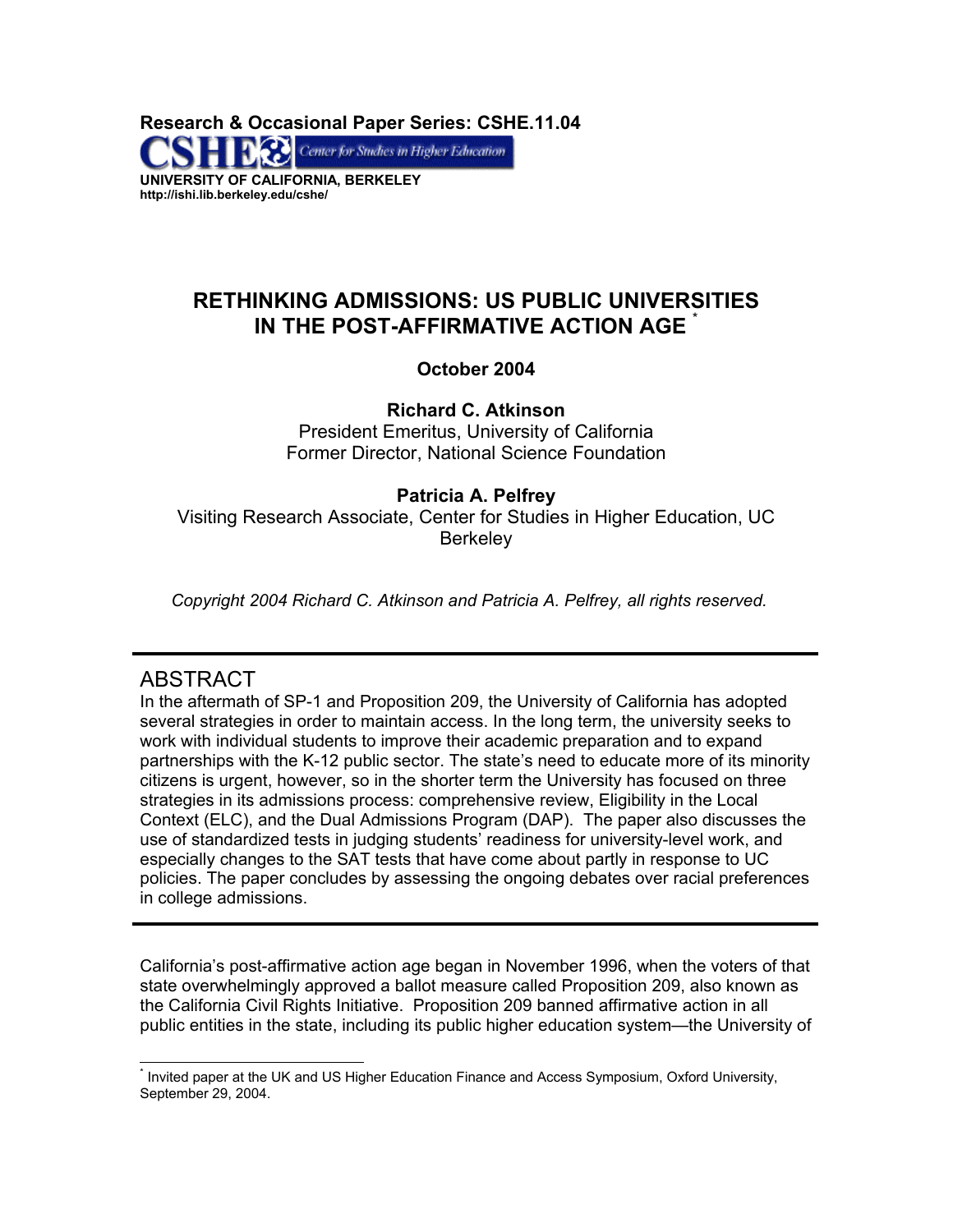**Research & Occasional Paper Series: CSHE.11.04**

CSHE Center for Studies in Higher Education

**UNIVERSITY OF CALIFORNIA, BERKELEY**
**http://ishi.lib.berkeley.edu/cshe/**

# RETHINKING ADMISSIONS: US PUBLIC UNIVERSITIES IN THE POST-AFFIRMATIVE ACTION AGE [*]

**October 2004**

**Richard C. Atkinson**
President Emeritus, University of California
Former Director, National Science Foundation

**Patricia A. Pelfrey**
Visiting Research Associate, Center for Studies in Higher Education, UC Berkeley

*Copyright 2004 Richard C. Atkinson and Patricia A. Pelfrey, all rights reserved.*

---

## ABSTRACT

In the aftermath of SP-1 and Proposition 209, the University of California has adopted several strategies in order to maintain access. In the long term, the university seeks to work with individual students to improve their academic preparation and to expand partnerships with the K-12 public sector. The state's need to educate more of its minority citizens is urgent, however, so in the shorter term the University has focused on three strategies in its admissions process: comprehensive review, Eligibility in the Local Context (ELC), and the Dual Admissions Program (DAP). The paper also discusses the use of standardized tests in judging students' readiness for university-level work, and especially changes to the SAT tests that have come about partly in response to UC policies. The paper concludes by assessing the ongoing debates over racial preferences in college admissions.

---

California's post-affirmative action age began in November 1996, when the voters of that state overwhelmingly approved a ballot measure called Proposition 209, also known as the California Civil Rights Initiative. Proposition 209 banned affirmative action in all public entities in the state, including its public higher education system—the University of

[*] Invited paper at the UK and US Higher Education Finance and Access Symposium, Oxford University, September 29, 2004.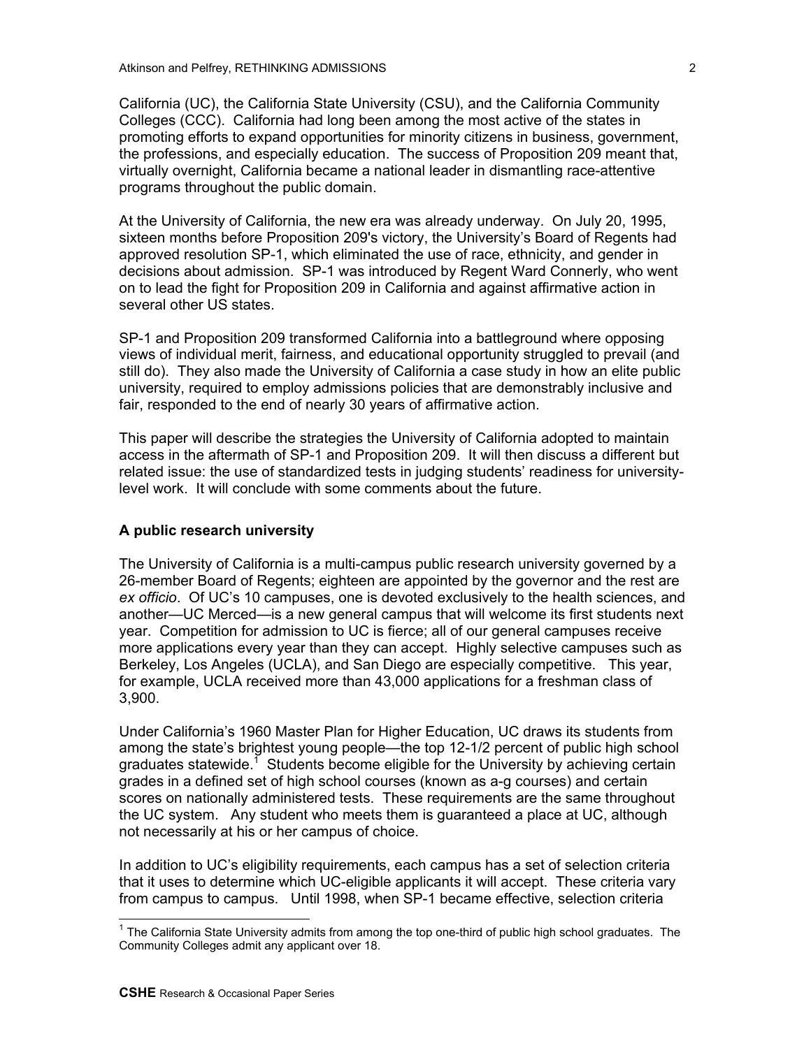California (UC), the California State University (CSU), and the California Community Colleges (CCC). California had long been among the most active of the states in promoting efforts to expand opportunities for minority citizens in business, government, the professions, and especially education. The success of Proposition 209 meant that, virtually overnight, California became a national leader in dismantling race-attentive programs throughout the public domain.

At the University of California, the new era was already underway. On July 20, 1995, sixteen months before Proposition 209's victory, the University's Board of Regents had approved resolution SP-1, which eliminated the use of race, ethnicity, and gender in decisions about admission. SP-1 was introduced by Regent Ward Connerly, who went on to lead the fight for Proposition 209 in California and against affirmative action in several other US states.

SP-1 and Proposition 209 transformed California into a battleground where opposing views of individual merit, fairness, and educational opportunity struggled to prevail (and still do). They also made the University of California a case study in how an elite public university, required to employ admissions policies that are demonstrably inclusive and fair, responded to the end of nearly 30 years of affirmative action.

This paper will describe the strategies the University of California adopted to maintain access in the aftermath of SP-1 and Proposition 209. It will then discuss a different but related issue: the use of standardized tests in judging students' readiness for university-level work. It will conclude with some comments about the future.

**A public research university**

The University of California is a multi-campus public research university governed by a 26-member Board of Regents; eighteen are appointed by the governor and the rest are *ex officio*. Of UC's 10 campuses, one is devoted exclusively to the health sciences, and another—UC Merced—is a new general campus that will welcome its first students next year. Competition for admission to UC is fierce; all of our general campuses receive more applications every year than they can accept. Highly selective campuses such as Berkeley, Los Angeles (UCLA), and San Diego are especially competitive. This year, for example, UCLA received more than 43,000 applications for a freshman class of 3,900.

Under California's 1960 Master Plan for Higher Education, UC draws its students from among the state's brightest young people—the top 12-1/2 percent of public high school graduates statewide.[1] Students become eligible for the University by achieving certain grades in a defined set of high school courses (known as a-g courses) and certain scores on nationally administered tests. These requirements are the same throughout the UC system. Any student who meets them is guaranteed a place at UC, although not necessarily at his or her campus of choice.

In addition to UC's eligibility requirements, each campus has a set of selection criteria that it uses to determine which UC-eligible applicants it will accept. These criteria vary from campus to campus. Until 1998, when SP-1 became effective, selection criteria

[1] The California State University admits from among the top one-third of public high school graduates. The Community Colleges admit any applicant over 18.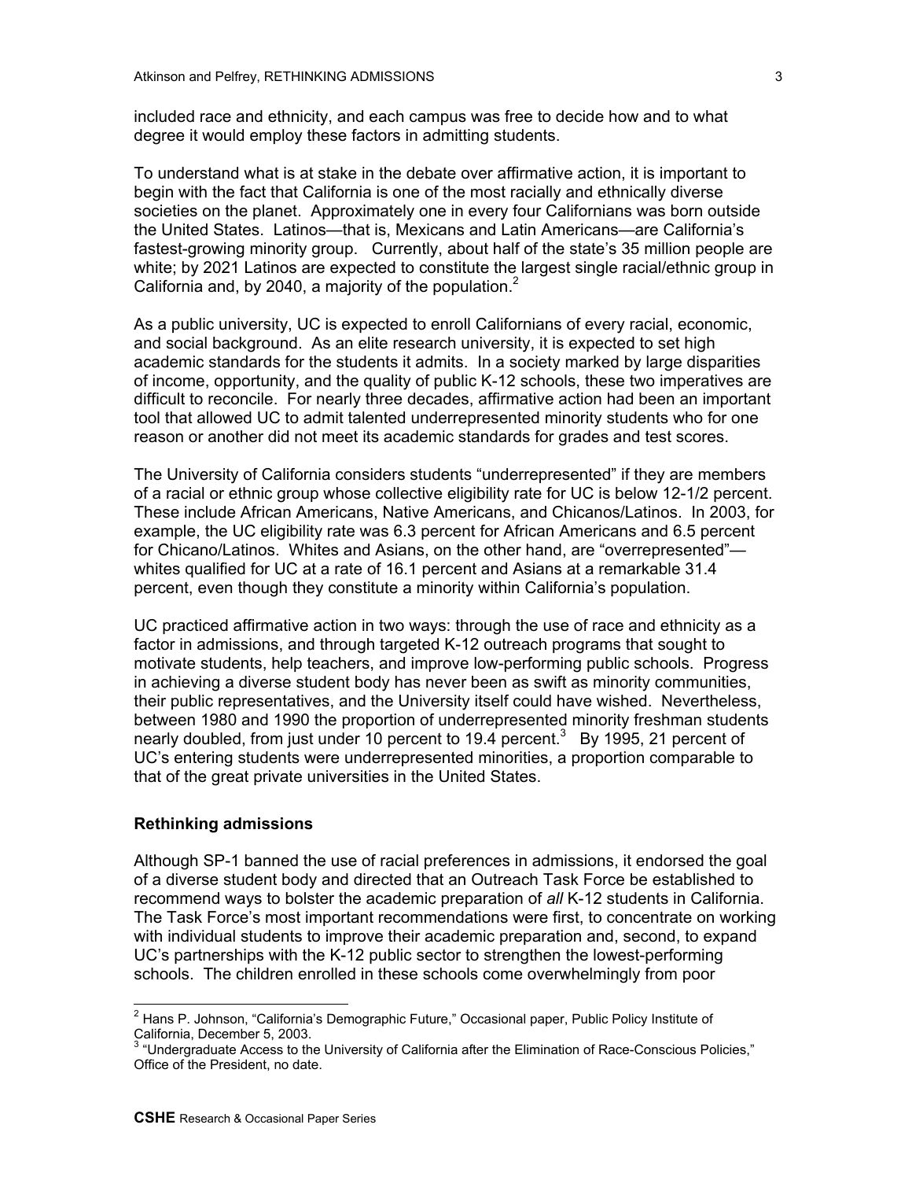included race and ethnicity, and each campus was free to decide how and to what degree it would employ these factors in admitting students.

To understand what is at stake in the debate over affirmative action, it is important to begin with the fact that California is one of the most racially and ethnically diverse societies on the planet. Approximately one in every four Californians was born outside the United States. Latinos—that is, Mexicans and Latin Americans—are California's fastest-growing minority group. Currently, about half of the state's 35 million people are white; by 2021 Latinos are expected to constitute the largest single racial/ethnic group in California and, by 2040, a majority of the population.[2]

As a public university, UC is expected to enroll Californians of every racial, economic, and social background. As an elite research university, it is expected to set high academic standards for the students it admits. In a society marked by large disparities of income, opportunity, and the quality of public K-12 schools, these two imperatives are difficult to reconcile. For nearly three decades, affirmative action had been an important tool that allowed UC to admit talented underrepresented minority students who for one reason or another did not meet its academic standards for grades and test scores.

The University of California considers students "underrepresented" if they are members of a racial or ethnic group whose collective eligibility rate for UC is below 12-1/2 percent. These include African Americans, Native Americans, and Chicanos/Latinos. In 2003, for example, the UC eligibility rate was 6.3 percent for African Americans and 6.5 percent for Chicano/Latinos. Whites and Asians, on the other hand, are "overrepresented"—whites qualified for UC at a rate of 16.1 percent and Asians at a remarkable 31.4 percent, even though they constitute a minority within California's population.

UC practiced affirmative action in two ways: through the use of race and ethnicity as a factor in admissions, and through targeted K-12 outreach programs that sought to motivate students, help teachers, and improve low-performing public schools. Progress in achieving a diverse student body has never been as swift as minority communities, their public representatives, and the University itself could have wished. Nevertheless, between 1980 and 1990 the proportion of underrepresented minority freshman students nearly doubled, from just under 10 percent to 19.4 percent.[3] By 1995, 21 percent of UC's entering students were underrepresented minorities, a proportion comparable to that of the great private universities in the United States.

### Rethinking admissions

Although SP-1 banned the use of racial preferences in admissions, it endorsed the goal of a diverse student body and directed that an Outreach Task Force be established to recommend ways to bolster the academic preparation of *all* K-12 students in California. The Task Force's most important recommendations were first, to concentrate on working with individual students to improve their academic preparation and, second, to expand UC's partnerships with the K-12 public sector to strengthen the lowest-performing schools. The children enrolled in these schools come overwhelmingly from poor

---

[2] Hans P. Johnson, "California's Demographic Future," Occasional paper, Public Policy Institute of California, December 5, 2003.

[3] "Undergraduate Access to the University of California after the Elimination of Race-Conscious Policies," Office of the President, no date.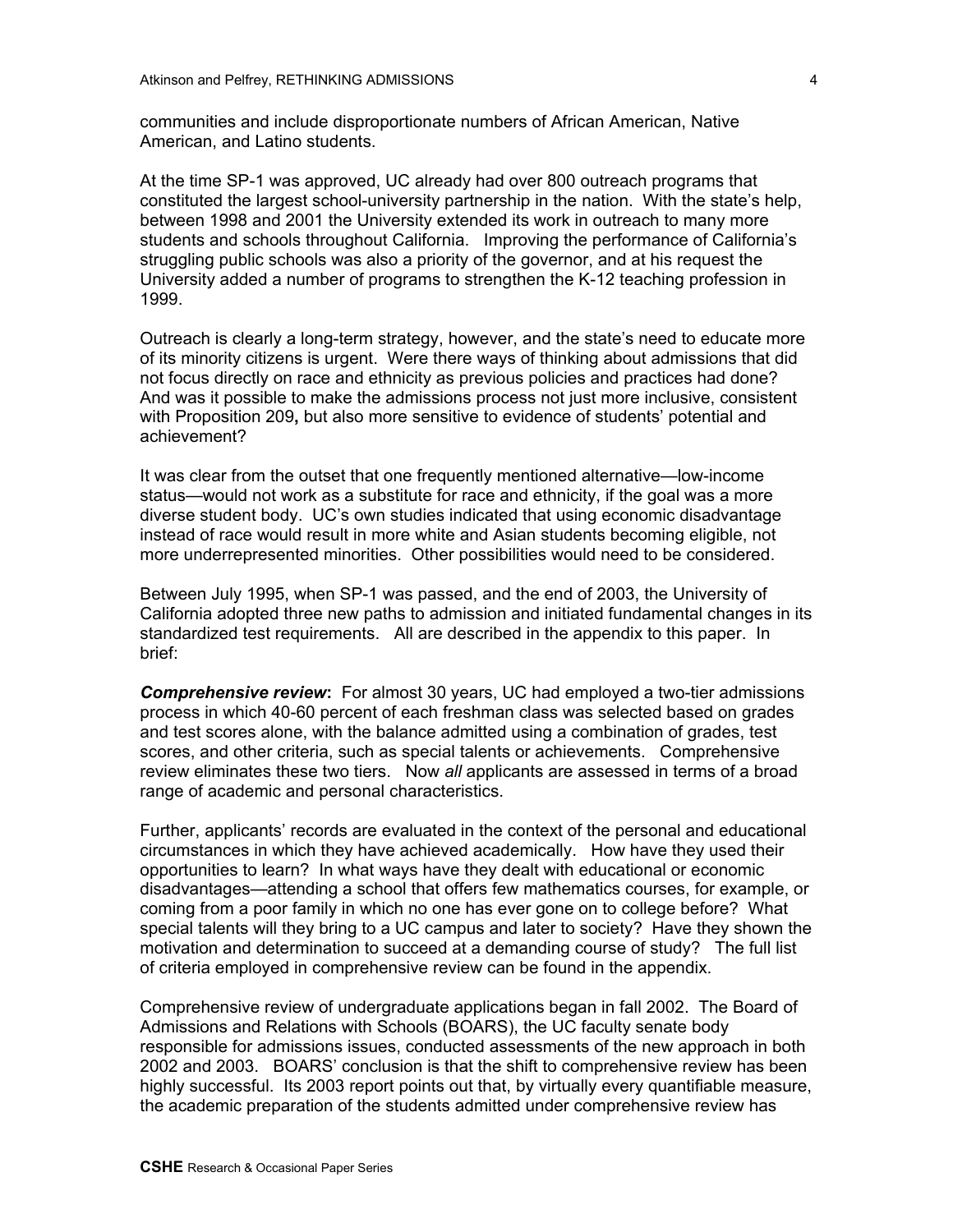communities and include disproportionate numbers of African American, Native American, and Latino students.

At the time SP-1 was approved, UC already had over 800 outreach programs that constituted the largest school-university partnership in the nation. With the state's help, between 1998 and 2001 the University extended its work in outreach to many more students and schools throughout California. Improving the performance of California's struggling public schools was also a priority of the governor, and at his request the University added a number of programs to strengthen the K-12 teaching profession in 1999.

Outreach is clearly a long-term strategy, however, and the state's need to educate more of its minority citizens is urgent. Were there ways of thinking about admissions that did not focus directly on race and ethnicity as previous policies and practices had done? And was it possible to make the admissions process not just more inclusive, consistent with Proposition 209**,** but also more sensitive to evidence of students' potential and achievement?

It was clear from the outset that one frequently mentioned alternative—low-income status—would not work as a substitute for race and ethnicity, if the goal was a more diverse student body. UC's own studies indicated that using economic disadvantage instead of race would result in more white and Asian students becoming eligible, not more underrepresented minorities. Other possibilities would need to be considered.

Between July 1995, when SP-1 was passed, and the end of 2003, the University of California adopted three new paths to admission and initiated fundamental changes in its standardized test requirements. All are described in the appendix to this paper. In brief:

***Comprehensive review*:** For almost 30 years, UC had employed a two-tier admissions process in which 40-60 percent of each freshman class was selected based on grades and test scores alone, with the balance admitted using a combination of grades, test scores, and other criteria, such as special talents or achievements. Comprehensive review eliminates these two tiers. Now *all* applicants are assessed in terms of a broad range of academic and personal characteristics.

Further, applicants' records are evaluated in the context of the personal and educational circumstances in which they have achieved academically. How have they used their opportunities to learn? In what ways have they dealt with educational or economic disadvantages—attending a school that offers few mathematics courses, for example, or coming from a poor family in which no one has ever gone on to college before? What special talents will they bring to a UC campus and later to society? Have they shown the motivation and determination to succeed at a demanding course of study? The full list of criteria employed in comprehensive review can be found in the appendix.

Comprehensive review of undergraduate applications began in fall 2002. The Board of Admissions and Relations with Schools (BOARS), the UC faculty senate body responsible for admissions issues, conducted assessments of the new approach in both 2002 and 2003. BOARS' conclusion is that the shift to comprehensive review has been highly successful. Its 2003 report points out that, by virtually every quantifiable measure, the academic preparation of the students admitted under comprehensive review has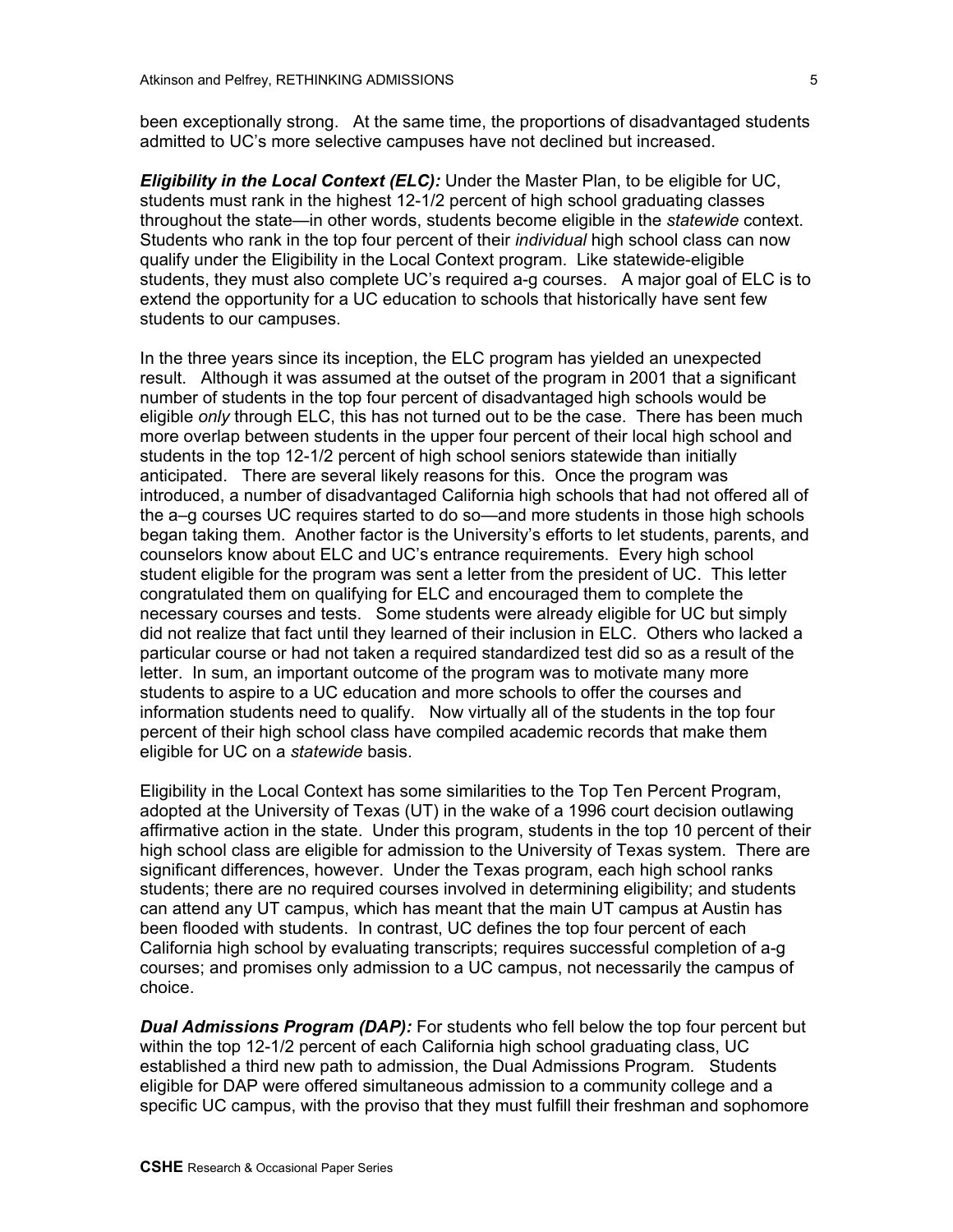been exceptionally strong. At the same time, the proportions of disadvantaged students admitted to UC's more selective campuses have not declined but increased.

***Eligibility in the Local Context (ELC):*** Under the Master Plan, to be eligible for UC, students must rank in the highest 12-1/2 percent of high school graduating classes throughout the state—in other words, students become eligible in the *statewide* context. Students who rank in the top four percent of their *individual* high school class can now qualify under the Eligibility in the Local Context program. Like statewide-eligible students, they must also complete UC's required a-g courses. A major goal of ELC is to extend the opportunity for a UC education to schools that historically have sent few students to our campuses.

In the three years since its inception, the ELC program has yielded an unexpected result. Although it was assumed at the outset of the program in 2001 that a significant number of students in the top four percent of disadvantaged high schools would be eligible *only* through ELC, this has not turned out to be the case. There has been much more overlap between students in the upper four percent of their local high school and students in the top 12-1/2 percent of high school seniors statewide than initially anticipated. There are several likely reasons for this. Once the program was introduced, a number of disadvantaged California high schools that had not offered all of the a–g courses UC requires started to do so—and more students in those high schools began taking them. Another factor is the University's efforts to let students, parents, and counselors know about ELC and UC's entrance requirements. Every high school student eligible for the program was sent a letter from the president of UC. This letter congratulated them on qualifying for ELC and encouraged them to complete the necessary courses and tests. Some students were already eligible for UC but simply did not realize that fact until they learned of their inclusion in ELC. Others who lacked a particular course or had not taken a required standardized test did so as a result of the letter. In sum, an important outcome of the program was to motivate many more students to aspire to a UC education and more schools to offer the courses and information students need to qualify. Now virtually all of the students in the top four percent of their high school class have compiled academic records that make them eligible for UC on a *statewide* basis.

Eligibility in the Local Context has some similarities to the Top Ten Percent Program, adopted at the University of Texas (UT) in the wake of a 1996 court decision outlawing affirmative action in the state. Under this program, students in the top 10 percent of their high school class are eligible for admission to the University of Texas system. There are significant differences, however. Under the Texas program, each high school ranks students; there are no required courses involved in determining eligibility; and students can attend any UT campus, which has meant that the main UT campus at Austin has been flooded with students. In contrast, UC defines the top four percent of each California high school by evaluating transcripts; requires successful completion of a-g courses; and promises only admission to a UC campus, not necessarily the campus of choice.

***Dual Admissions Program (DAP):*** For students who fell below the top four percent but within the top 12-1/2 percent of each California high school graduating class, UC established a third new path to admission, the Dual Admissions Program. Students eligible for DAP were offered simultaneous admission to a community college and a specific UC campus, with the proviso that they must fulfill their freshman and sophomore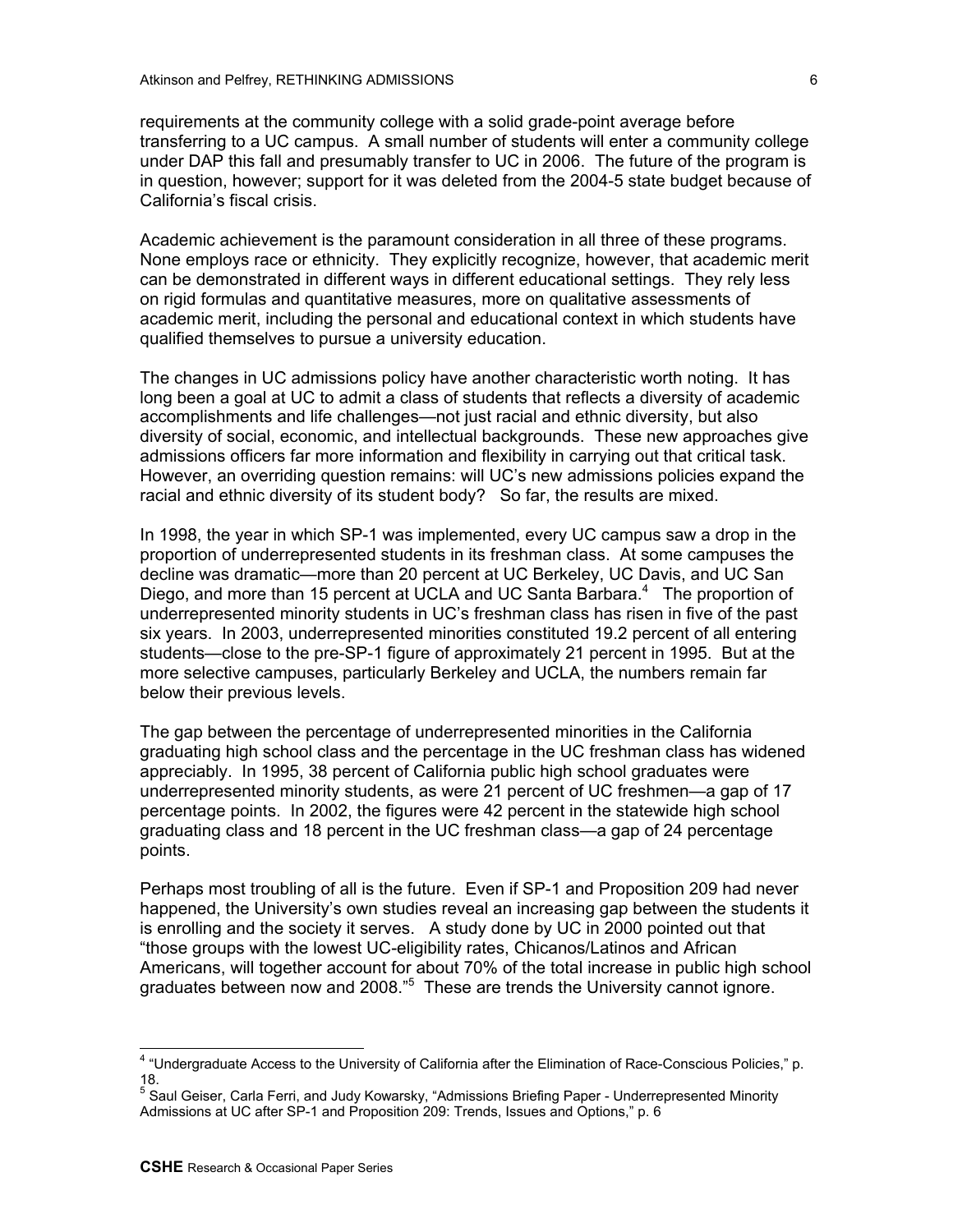requirements at the community college with a solid grade-point average before transferring to a UC campus. A small number of students will enter a community college under DAP this fall and presumably transfer to UC in 2006. The future of the program is in question, however; support for it was deleted from the 2004-5 state budget because of California's fiscal crisis.

Academic achievement is the paramount consideration in all three of these programs. None employs race or ethnicity. They explicitly recognize, however, that academic merit can be demonstrated in different ways in different educational settings. They rely less on rigid formulas and quantitative measures, more on qualitative assessments of academic merit, including the personal and educational context in which students have qualified themselves to pursue a university education.

The changes in UC admissions policy have another characteristic worth noting. It has long been a goal at UC to admit a class of students that reflects a diversity of academic accomplishments and life challenges—not just racial and ethnic diversity, but also diversity of social, economic, and intellectual backgrounds. These new approaches give admissions officers far more information and flexibility in carrying out that critical task. However, an overriding question remains: will UC's new admissions policies expand the racial and ethnic diversity of its student body? So far, the results are mixed.

In 1998, the year in which SP-1 was implemented, every UC campus saw a drop in the proportion of underrepresented students in its freshman class. At some campuses the decline was dramatic—more than 20 percent at UC Berkeley, UC Davis, and UC San Diego, and more than 15 percent at UCLA and UC Santa Barbara.[4] The proportion of underrepresented minority students in UC's freshman class has risen in five of the past six years. In 2003, underrepresented minorities constituted 19.2 percent of all entering students—close to the pre-SP-1 figure of approximately 21 percent in 1995. But at the more selective campuses, particularly Berkeley and UCLA, the numbers remain far below their previous levels.

The gap between the percentage of underrepresented minorities in the California graduating high school class and the percentage in the UC freshman class has widened appreciably. In 1995, 38 percent of California public high school graduates were underrepresented minority students, as were 21 percent of UC freshmen—a gap of 17 percentage points. In 2002, the figures were 42 percent in the statewide high school graduating class and 18 percent in the UC freshman class—a gap of 24 percentage points.

Perhaps most troubling of all is the future. Even if SP-1 and Proposition 209 had never happened, the University's own studies reveal an increasing gap between the students it is enrolling and the society it serves. A study done by UC in 2000 pointed out that "those groups with the lowest UC-eligibility rates, Chicanos/Latinos and African Americans, will together account for about 70% of the total increase in public high school graduates between now and 2008."[5] These are trends the University cannot ignore.

---

[4] "Undergraduate Access to the University of California after the Elimination of Race-Conscious Policies," p. 18.

[5] Saul Geiser, Carla Ferri, and Judy Kowarsky, "Admissions Briefing Paper - Underrepresented Minority Admissions at UC after SP-1 and Proposition 209: Trends, Issues and Options," p. 6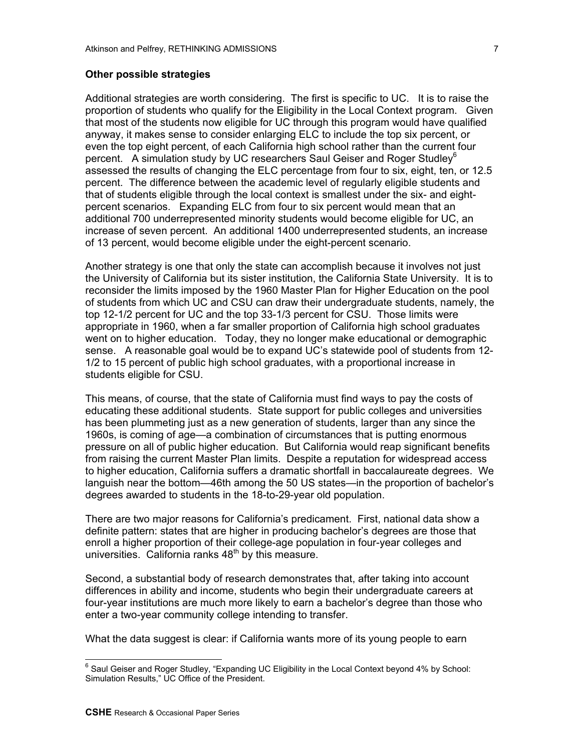### Other possible strategies

Additional strategies are worth considering. The first is specific to UC. It is to raise the proportion of students who qualify for the Eligibility in the Local Context program. Given that most of the students now eligible for UC through this program would have qualified anyway, it makes sense to consider enlarging ELC to include the top six percent, or even the top eight percent, of each California high school rather than the current four percent. A simulation study by UC researchers Saul Geiser and Roger Studley[6] assessed the results of changing the ELC percentage from four to six, eight, ten, or 12.5 percent. The difference between the academic level of regularly eligible students and that of students eligible through the local context is smallest under the six- and eight-percent scenarios. Expanding ELC from four to six percent would mean that an additional 700 underrepresented minority students would become eligible for UC, an increase of seven percent. An additional 1400 underrepresented students, an increase of 13 percent, would become eligible under the eight-percent scenario.

Another strategy is one that only the state can accomplish because it involves not just the University of California but its sister institution, the California State University. It is to reconsider the limits imposed by the 1960 Master Plan for Higher Education on the pool of students from which UC and CSU can draw their undergraduate students, namely, the top 12-1/2 percent for UC and the top 33-1/3 percent for CSU. Those limits were appropriate in 1960, when a far smaller proportion of California high school graduates went on to higher education. Today, they no longer make educational or demographic sense. A reasonable goal would be to expand UC's statewide pool of students from 12-1/2 to 15 percent of public high school graduates, with a proportional increase in students eligible for CSU.

This means, of course, that the state of California must find ways to pay the costs of educating these additional students. State support for public colleges and universities has been plummeting just as a new generation of students, larger than any since the 1960s, is coming of age—a combination of circumstances that is putting enormous pressure on all of public higher education. But California would reap significant benefits from raising the current Master Plan limits. Despite a reputation for widespread access to higher education, California suffers a dramatic shortfall in baccalaureate degrees. We languish near the bottom—46th among the 50 US states—in the proportion of bachelor's degrees awarded to students in the 18-to-29-year old population.

There are two major reasons for California's predicament. First, national data show a definite pattern: states that are higher in producing bachelor's degrees are those that enroll a higher proportion of their college-age population in four-year colleges and universities. California ranks 48th by this measure.

Second, a substantial body of research demonstrates that, after taking into account differences in ability and income, students who begin their undergraduate careers at four-year institutions are much more likely to earn a bachelor's degree than those who enter a two-year community college intending to transfer.

What the data suggest is clear: if California wants more of its young people to earn

---

[6] Saul Geiser and Roger Studley, "Expanding UC Eligibility in the Local Context beyond 4% by School: Simulation Results," UC Office of the President.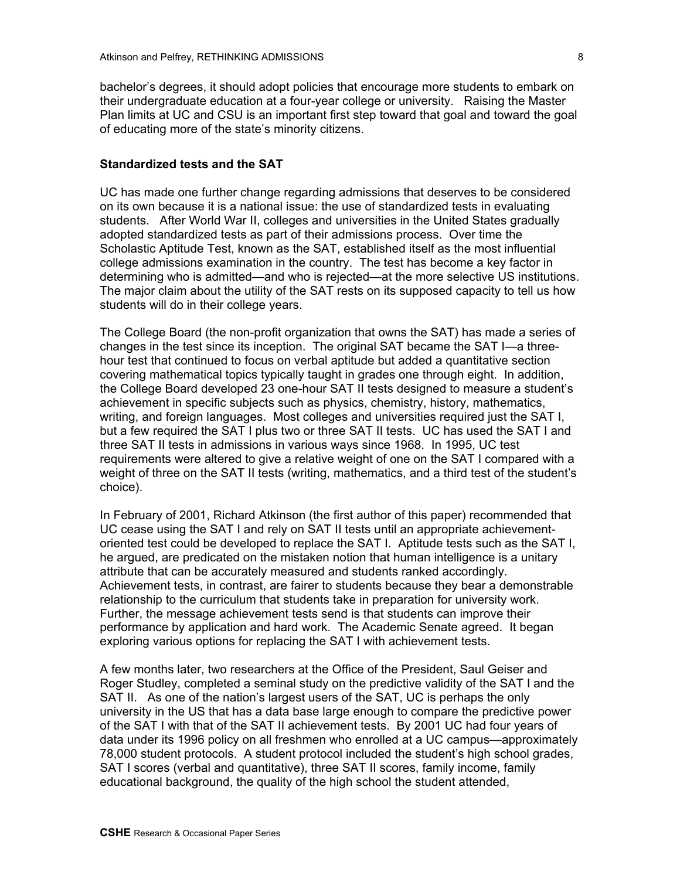bachelor's degrees, it should adopt policies that encourage more students to embark on their undergraduate education at a four-year college or university. Raising the Master Plan limits at UC and CSU is an important first step toward that goal and toward the goal of educating more of the state's minority citizens.

**Standardized tests and the SAT**

UC has made one further change regarding admissions that deserves to be considered on its own because it is a national issue: the use of standardized tests in evaluating students. After World War II, colleges and universities in the United States gradually adopted standardized tests as part of their admissions process. Over time the Scholastic Aptitude Test, known as the SAT, established itself as the most influential college admissions examination in the country. The test has become a key factor in determining who is admitted—and who is rejected—at the more selective US institutions. The major claim about the utility of the SAT rests on its supposed capacity to tell us how students will do in their college years.

The College Board (the non-profit organization that owns the SAT) has made a series of changes in the test since its inception. The original SAT became the SAT I—a three-hour test that continued to focus on verbal aptitude but added a quantitative section covering mathematical topics typically taught in grades one through eight. In addition, the College Board developed 23 one-hour SAT II tests designed to measure a student's achievement in specific subjects such as physics, chemistry, history, mathematics, writing, and foreign languages. Most colleges and universities required just the SAT I, but a few required the SAT I plus two or three SAT II tests. UC has used the SAT I and three SAT II tests in admissions in various ways since 1968. In 1995, UC test requirements were altered to give a relative weight of one on the SAT I compared with a weight of three on the SAT II tests (writing, mathematics, and a third test of the student's choice).

In February of 2001, Richard Atkinson (the first author of this paper) recommended that UC cease using the SAT I and rely on SAT II tests until an appropriate achievement-oriented test could be developed to replace the SAT I. Aptitude tests such as the SAT I, he argued, are predicated on the mistaken notion that human intelligence is a unitary attribute that can be accurately measured and students ranked accordingly. Achievement tests, in contrast, are fairer to students because they bear a demonstrable relationship to the curriculum that students take in preparation for university work. Further, the message achievement tests send is that students can improve their performance by application and hard work. The Academic Senate agreed. It began exploring various options for replacing the SAT I with achievement tests.

A few months later, two researchers at the Office of the President, Saul Geiser and Roger Studley, completed a seminal study on the predictive validity of the SAT I and the SAT II. As one of the nation's largest users of the SAT, UC is perhaps the only university in the US that has a data base large enough to compare the predictive power of the SAT I with that of the SAT II achievement tests. By 2001 UC had four years of data under its 1996 policy on all freshmen who enrolled at a UC campus—approximately 78,000 student protocols. A student protocol included the student's high school grades, SAT I scores (verbal and quantitative), three SAT II scores, family income, family educational background, the quality of the high school the student attended,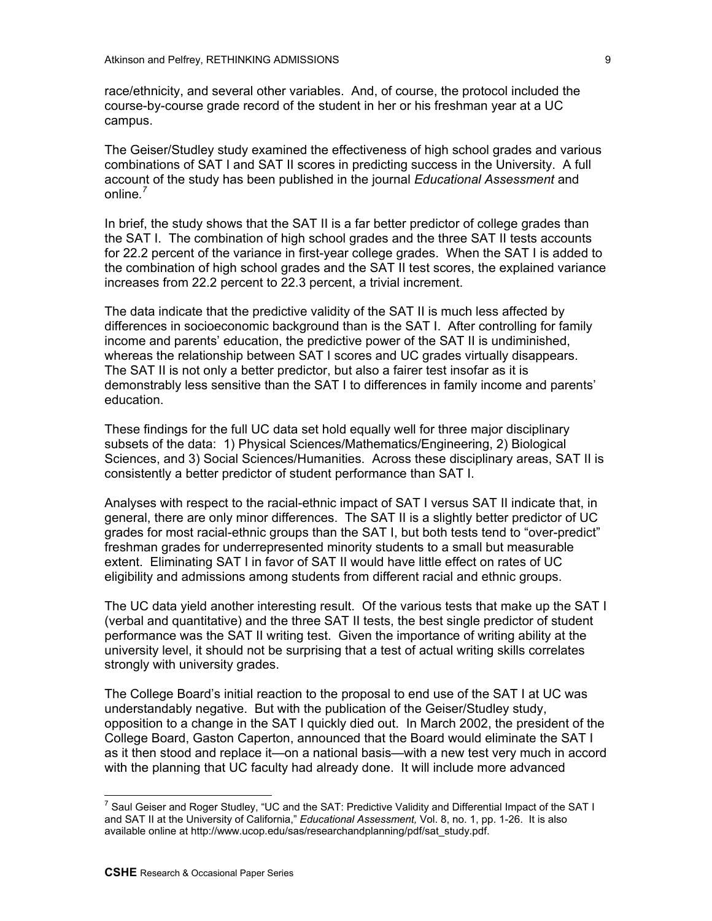race/ethnicity, and several other variables. And, of course, the protocol included the course-by-course grade record of the student in her or his freshman year at a UC campus.

The Geiser/Studley study examined the effectiveness of high school grades and various combinations of SAT I and SAT II scores in predicting success in the University. A full account of the study has been published in the journal *Educational Assessment* and online.[7]

In brief, the study shows that the SAT II is a far better predictor of college grades than the SAT I. The combination of high school grades and the three SAT II tests accounts for 22.2 percent of the variance in first-year college grades. When the SAT I is added to the combination of high school grades and the SAT II test scores, the explained variance increases from 22.2 percent to 22.3 percent, a trivial increment.

The data indicate that the predictive validity of the SAT II is much less affected by differences in socioeconomic background than is the SAT I. After controlling for family income and parents' education, the predictive power of the SAT II is undiminished, whereas the relationship between SAT I scores and UC grades virtually disappears. The SAT II is not only a better predictor, but also a fairer test insofar as it is demonstrably less sensitive than the SAT I to differences in family income and parents' education.

These findings for the full UC data set hold equally well for three major disciplinary subsets of the data: 1) Physical Sciences/Mathematics/Engineering, 2) Biological Sciences, and 3) Social Sciences/Humanities. Across these disciplinary areas, SAT II is consistently a better predictor of student performance than SAT I.

Analyses with respect to the racial-ethnic impact of SAT I versus SAT II indicate that, in general, there are only minor differences. The SAT II is a slightly better predictor of UC grades for most racial-ethnic groups than the SAT I, but both tests tend to "over-predict" freshman grades for underrepresented minority students to a small but measurable extent. Eliminating SAT I in favor of SAT II would have little effect on rates of UC eligibility and admissions among students from different racial and ethnic groups.

The UC data yield another interesting result. Of the various tests that make up the SAT I (verbal and quantitative) and the three SAT II tests, the best single predictor of student performance was the SAT II writing test. Given the importance of writing ability at the university level, it should not be surprising that a test of actual writing skills correlates strongly with university grades.

The College Board's initial reaction to the proposal to end use of the SAT I at UC was understandably negative. But with the publication of the Geiser/Studley study, opposition to a change in the SAT I quickly died out. In March 2002, the president of the College Board, Gaston Caperton, announced that the Board would eliminate the SAT I as it then stood and replace it—on a national basis—with a new test very much in accord with the planning that UC faculty had already done. It will include more advanced

---

[7] Saul Geiser and Roger Studley, "UC and the SAT: Predictive Validity and Differential Impact of the SAT I and SAT II at the University of California," *Educational Assessment,* Vol. 8, no. 1, pp. 1-26. It is also available online at http://www.ucop.edu/sas/researchandplanning/pdf/sat_study.pdf.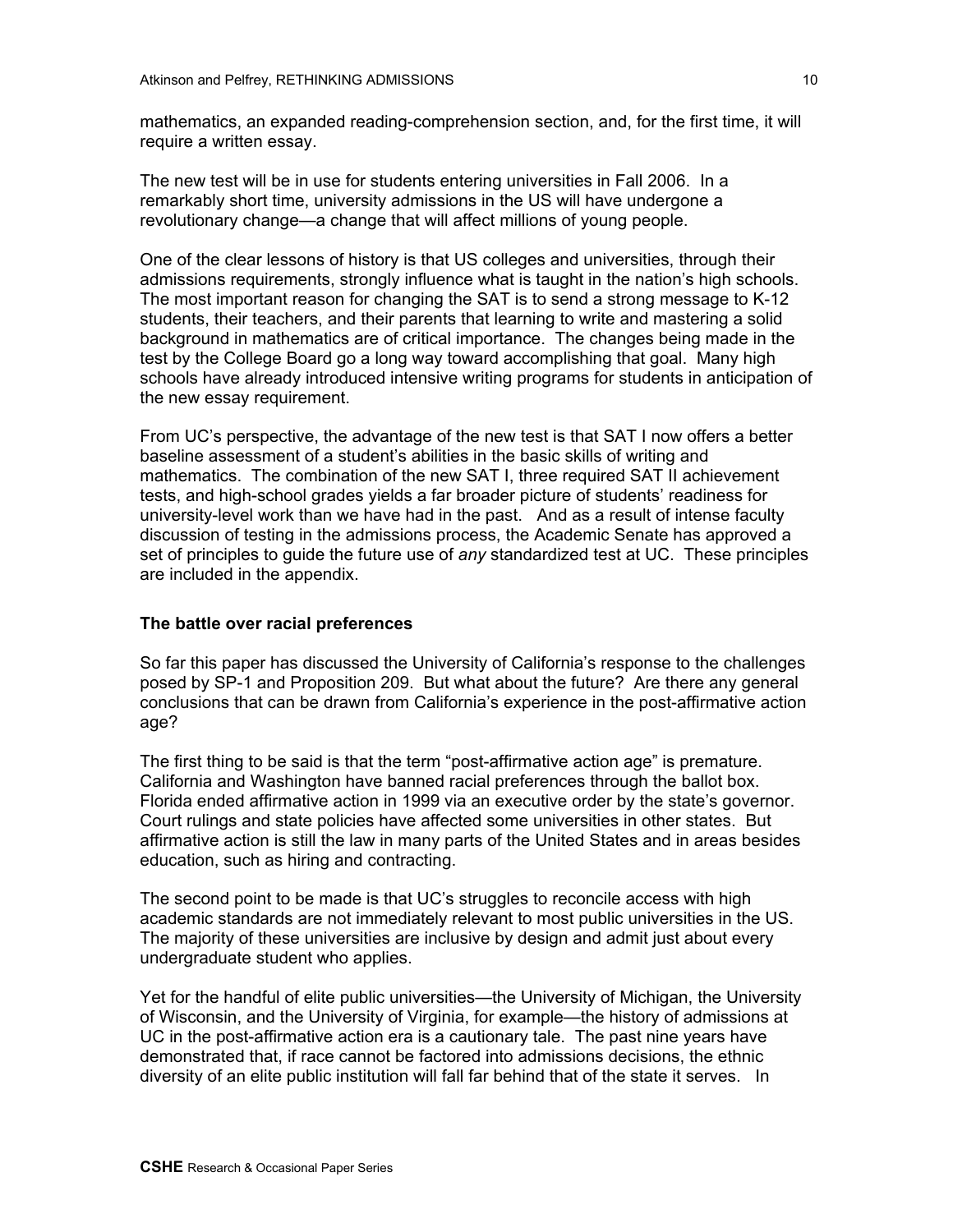mathematics, an expanded reading-comprehension section, and, for the first time, it will require a written essay.

The new test will be in use for students entering universities in Fall 2006. In a remarkably short time, university admissions in the US will have undergone a revolutionary change—a change that will affect millions of young people.

One of the clear lessons of history is that US colleges and universities, through their admissions requirements, strongly influence what is taught in the nation's high schools. The most important reason for changing the SAT is to send a strong message to K-12 students, their teachers, and their parents that learning to write and mastering a solid background in mathematics are of critical importance. The changes being made in the test by the College Board go a long way toward accomplishing that goal. Many high schools have already introduced intensive writing programs for students in anticipation of the new essay requirement.

From UC's perspective, the advantage of the new test is that SAT I now offers a better baseline assessment of a student's abilities in the basic skills of writing and mathematics. The combination of the new SAT I, three required SAT II achievement tests, and high-school grades yields a far broader picture of students' readiness for university-level work than we have had in the past. And as a result of intense faculty discussion of testing in the admissions process, the Academic Senate has approved a set of principles to guide the future use of *any* standardized test at UC. These principles are included in the appendix.

**The battle over racial preferences**

So far this paper has discussed the University of California's response to the challenges posed by SP-1 and Proposition 209. But what about the future? Are there any general conclusions that can be drawn from California's experience in the post-affirmative action age?

The first thing to be said is that the term "post-affirmative action age" is premature. California and Washington have banned racial preferences through the ballot box. Florida ended affirmative action in 1999 via an executive order by the state's governor. Court rulings and state policies have affected some universities in other states. But affirmative action is still the law in many parts of the United States and in areas besides education, such as hiring and contracting.

The second point to be made is that UC's struggles to reconcile access with high academic standards are not immediately relevant to most public universities in the US. The majority of these universities are inclusive by design and admit just about every undergraduate student who applies.

Yet for the handful of elite public universities—the University of Michigan, the University of Wisconsin, and the University of Virginia, for example—the history of admissions at UC in the post-affirmative action era is a cautionary tale. The past nine years have demonstrated that, if race cannot be factored into admissions decisions, the ethnic diversity of an elite public institution will fall far behind that of the state it serves. In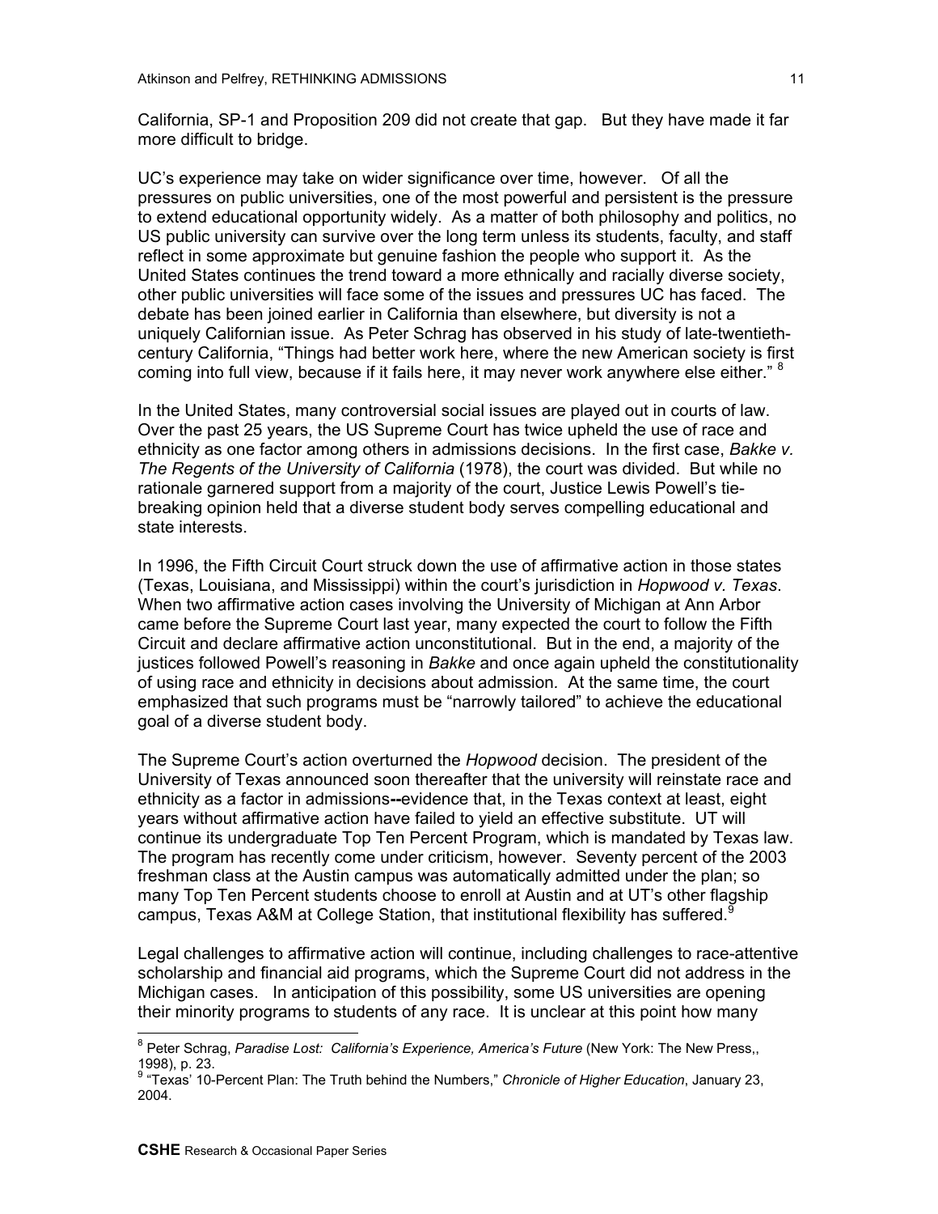California, SP-1 and Proposition 209 did not create that gap. But they have made it far more difficult to bridge.

UC's experience may take on wider significance over time, however. Of all the pressures on public universities, one of the most powerful and persistent is the pressure to extend educational opportunity widely. As a matter of both philosophy and politics, no US public university can survive over the long term unless its students, faculty, and staff reflect in some approximate but genuine fashion the people who support it. As the United States continues the trend toward a more ethnically and racially diverse society, other public universities will face some of the issues and pressures UC has faced. The debate has been joined earlier in California than elsewhere, but diversity is not a uniquely Californian issue. As Peter Schrag has observed in his study of late-twentieth-century California, "Things had better work here, where the new American society is first coming into full view, because if it fails here, it may never work anywhere else either." [8]

In the United States, many controversial social issues are played out in courts of law. Over the past 25 years, the US Supreme Court has twice upheld the use of race and ethnicity as one factor among others in admissions decisions. In the first case, *Bakke v. The Regents of the University of California* (1978), the court was divided. But while no rationale garnered support from a majority of the court, Justice Lewis Powell's tie-breaking opinion held that a diverse student body serves compelling educational and state interests.

In 1996, the Fifth Circuit Court struck down the use of affirmative action in those states (Texas, Louisiana, and Mississippi) within the court's jurisdiction in *Hopwood v. Texas*. When two affirmative action cases involving the University of Michigan at Ann Arbor came before the Supreme Court last year, many expected the court to follow the Fifth Circuit and declare affirmative action unconstitutional. But in the end, a majority of the justices followed Powell's reasoning in *Bakke* and once again upheld the constitutionality of using race and ethnicity in decisions about admission. At the same time, the court emphasized that such programs must be "narrowly tailored" to achieve the educational goal of a diverse student body.

The Supreme Court's action overturned the *Hopwood* decision. The president of the University of Texas announced soon thereafter that the university will reinstate race and ethnicity as a factor in admissions**--**evidence that, in the Texas context at least, eight years without affirmative action have failed to yield an effective substitute. UT will continue its undergraduate Top Ten Percent Program, which is mandated by Texas law. The program has recently come under criticism, however. Seventy percent of the 2003 freshman class at the Austin campus was automatically admitted under the plan; so many Top Ten Percent students choose to enroll at Austin and at UT's other flagship campus, Texas A&M at College Station, that institutional flexibility has suffered.[9]

Legal challenges to affirmative action will continue, including challenges to race-attentive scholarship and financial aid programs, which the Supreme Court did not address in the Michigan cases. In anticipation of this possibility, some US universities are opening their minority programs to students of any race. It is unclear at this point how many

---

[8] Peter Schrag, *Paradise Lost: California's Experience, America's Future* (New York: The New Press,, 1998), p. 23.

[9] "Texas' 10-Percent Plan: The Truth behind the Numbers," *Chronicle of Higher Education*, January 23, 2004.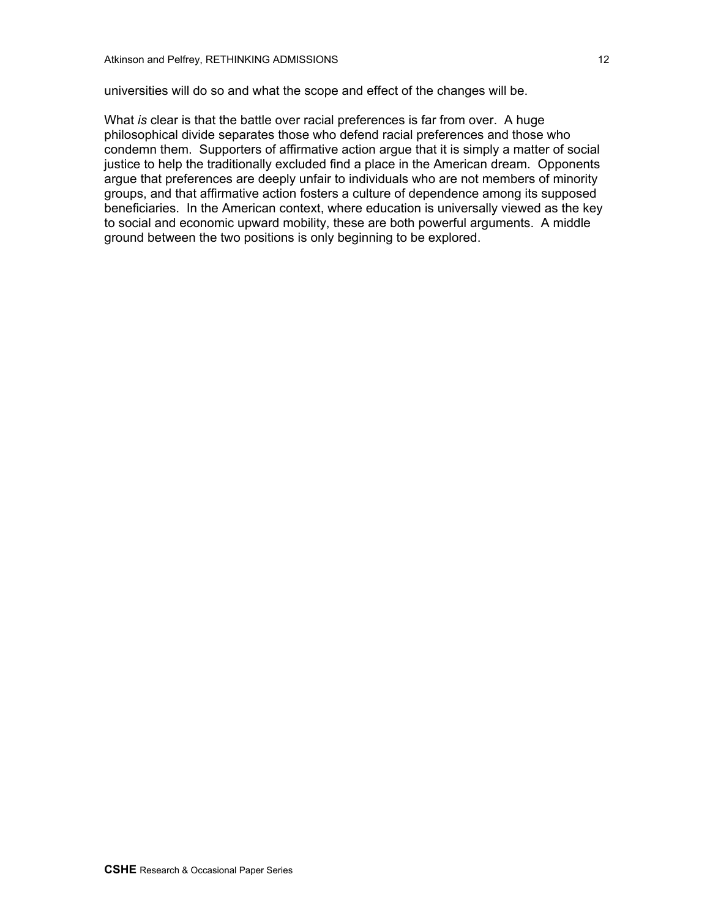universities will do so and what the scope and effect of the changes will be.

What *is* clear is that the battle over racial preferences is far from over. A huge philosophical divide separates those who defend racial preferences and those who condemn them. Supporters of affirmative action argue that it is simply a matter of social justice to help the traditionally excluded find a place in the American dream. Opponents argue that preferences are deeply unfair to individuals who are not members of minority groups, and that affirmative action fosters a culture of dependence among its supposed beneficiaries. In the American context, where education is universally viewed as the key to social and economic upward mobility, these are both powerful arguments. A middle ground between the two positions is only beginning to be explored.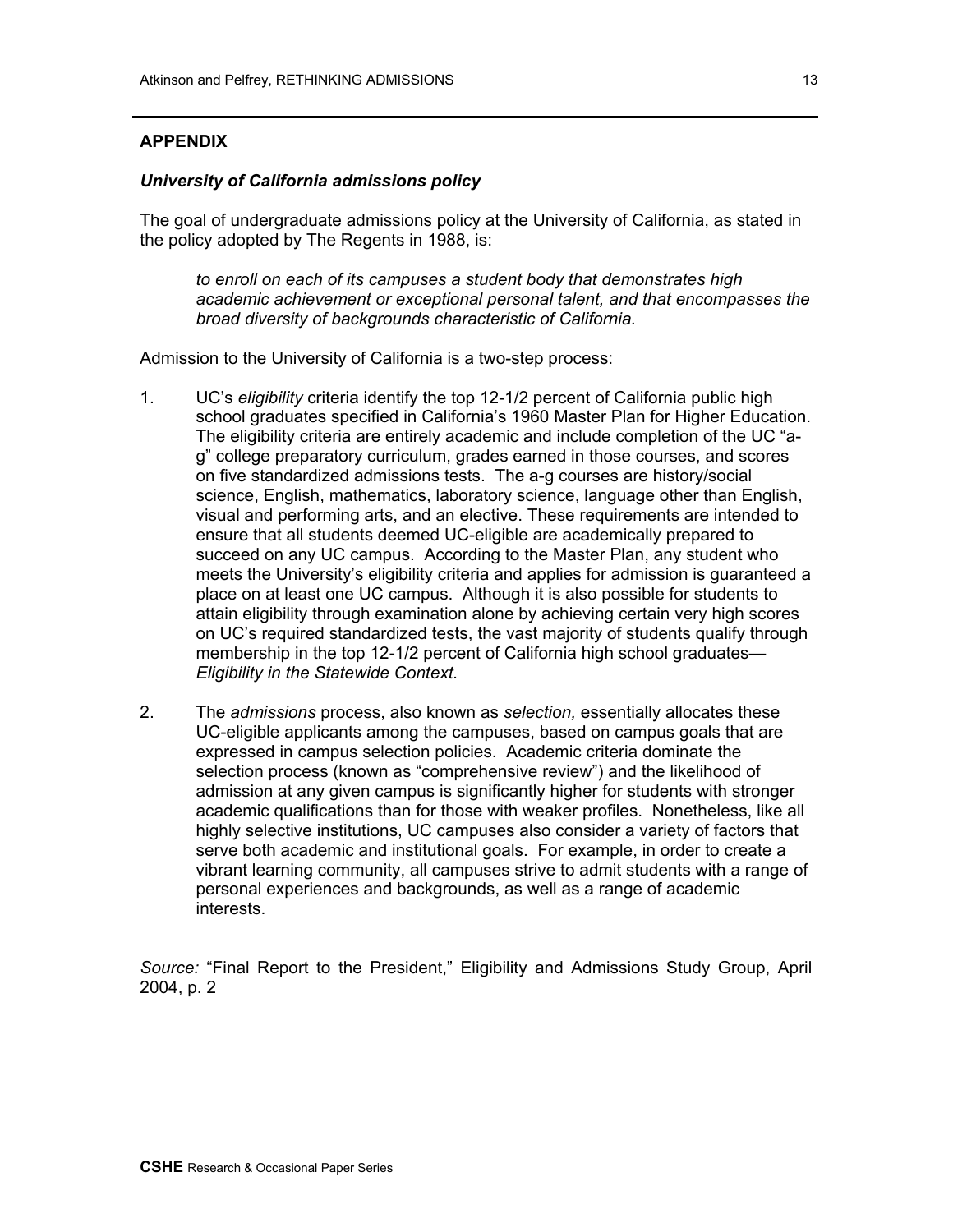## APPENDIX

### *University of California admissions policy*

The goal of undergraduate admissions policy at the University of California, as stated in the policy adopted by The Regents in 1988, is:

> *to enroll on each of its campuses a student body that demonstrates high academic achievement or exceptional personal talent, and that encompasses the broad diversity of backgrounds characteristic of California.*

Admission to the University of California is a two-step process:

1. UC's *eligibility* criteria identify the top 12-1/2 percent of California public high school graduates specified in California's 1960 Master Plan for Higher Education. The eligibility criteria are entirely academic and include completion of the UC "a-g" college preparatory curriculum, grades earned in those courses, and scores on five standardized admissions tests. The a-g courses are history/social science, English, mathematics, laboratory science, language other than English, visual and performing arts, and an elective. These requirements are intended to ensure that all students deemed UC-eligible are academically prepared to succeed on any UC campus. According to the Master Plan, any student who meets the University's eligibility criteria and applies for admission is guaranteed a place on at least one UC campus. Although it is also possible for students to attain eligibility through examination alone by achieving certain very high scores on UC's required standardized tests, the vast majority of students qualify through membership in the top 12-1/2 percent of California high school graduates—*Eligibility in the Statewide Context.*

2. The *admissions* process, also known as *selection,* essentially allocates these UC-eligible applicants among the campuses, based on campus goals that are expressed in campus selection policies. Academic criteria dominate the selection process (known as "comprehensive review") and the likelihood of admission at any given campus is significantly higher for students with stronger academic qualifications than for those with weaker profiles. Nonetheless, like all highly selective institutions, UC campuses also consider a variety of factors that serve both academic and institutional goals. For example, in order to create a vibrant learning community, all campuses strive to admit students with a range of personal experiences and backgrounds, as well as a range of academic interests.

*Source:* "Final Report to the President," Eligibility and Admissions Study Group, April 2004, p. 2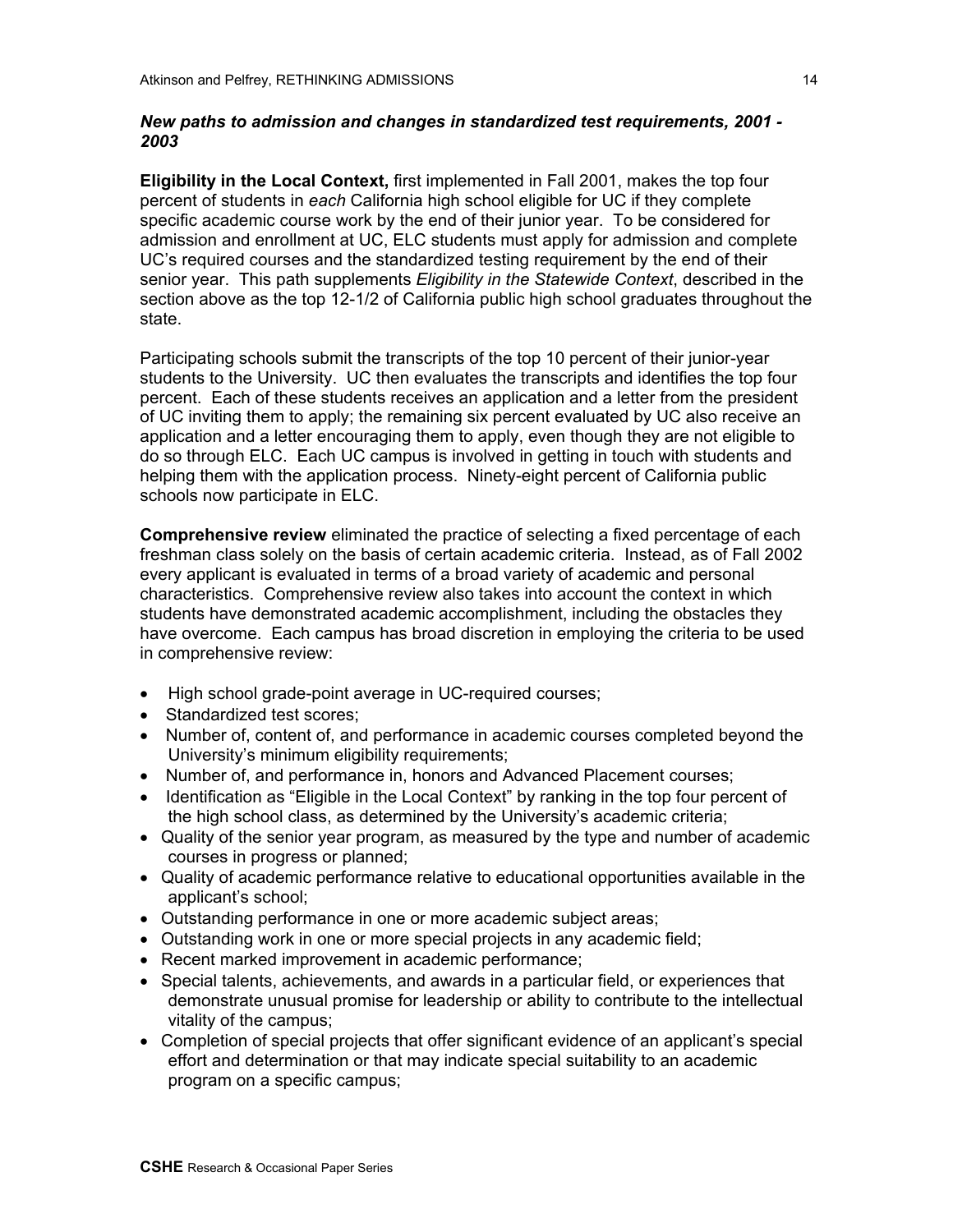### *New paths to admission and changes in standardized test requirements, 2001 - 2003*

**Eligibility in the Local Context,** first implemented in Fall 2001, makes the top four percent of students in *each* California high school eligible for UC if they complete specific academic course work by the end of their junior year. To be considered for admission and enrollment at UC, ELC students must apply for admission and complete UC's required courses and the standardized testing requirement by the end of their senior year. This path supplements *Eligibility in the Statewide Context*, described in the section above as the top 12-1/2 of California public high school graduates throughout the state.

Participating schools submit the transcripts of the top 10 percent of their junior-year students to the University. UC then evaluates the transcripts and identifies the top four percent. Each of these students receives an application and a letter from the president of UC inviting them to apply; the remaining six percent evaluated by UC also receive an application and a letter encouraging them to apply, even though they are not eligible to do so through ELC. Each UC campus is involved in getting in touch with students and helping them with the application process. Ninety-eight percent of California public schools now participate in ELC.

**Comprehensive review** eliminated the practice of selecting a fixed percentage of each freshman class solely on the basis of certain academic criteria. Instead, as of Fall 2002 every applicant is evaluated in terms of a broad variety of academic and personal characteristics. Comprehensive review also takes into account the context in which students have demonstrated academic accomplishment, including the obstacles they have overcome. Each campus has broad discretion in employing the criteria to be used in comprehensive review:

- High school grade-point average in UC-required courses;
- Standardized test scores;
- Number of, content of, and performance in academic courses completed beyond the University's minimum eligibility requirements;
- Number of, and performance in, honors and Advanced Placement courses;
- Identification as "Eligible in the Local Context" by ranking in the top four percent of the high school class, as determined by the University's academic criteria;
- Quality of the senior year program, as measured by the type and number of academic courses in progress or planned;
- Quality of academic performance relative to educational opportunities available in the applicant's school;
- Outstanding performance in one or more academic subject areas;
- Outstanding work in one or more special projects in any academic field;
- Recent marked improvement in academic performance;
- Special talents, achievements, and awards in a particular field, or experiences that demonstrate unusual promise for leadership or ability to contribute to the intellectual vitality of the campus;
- Completion of special projects that offer significant evidence of an applicant's special effort and determination or that may indicate special suitability to an academic program on a specific campus;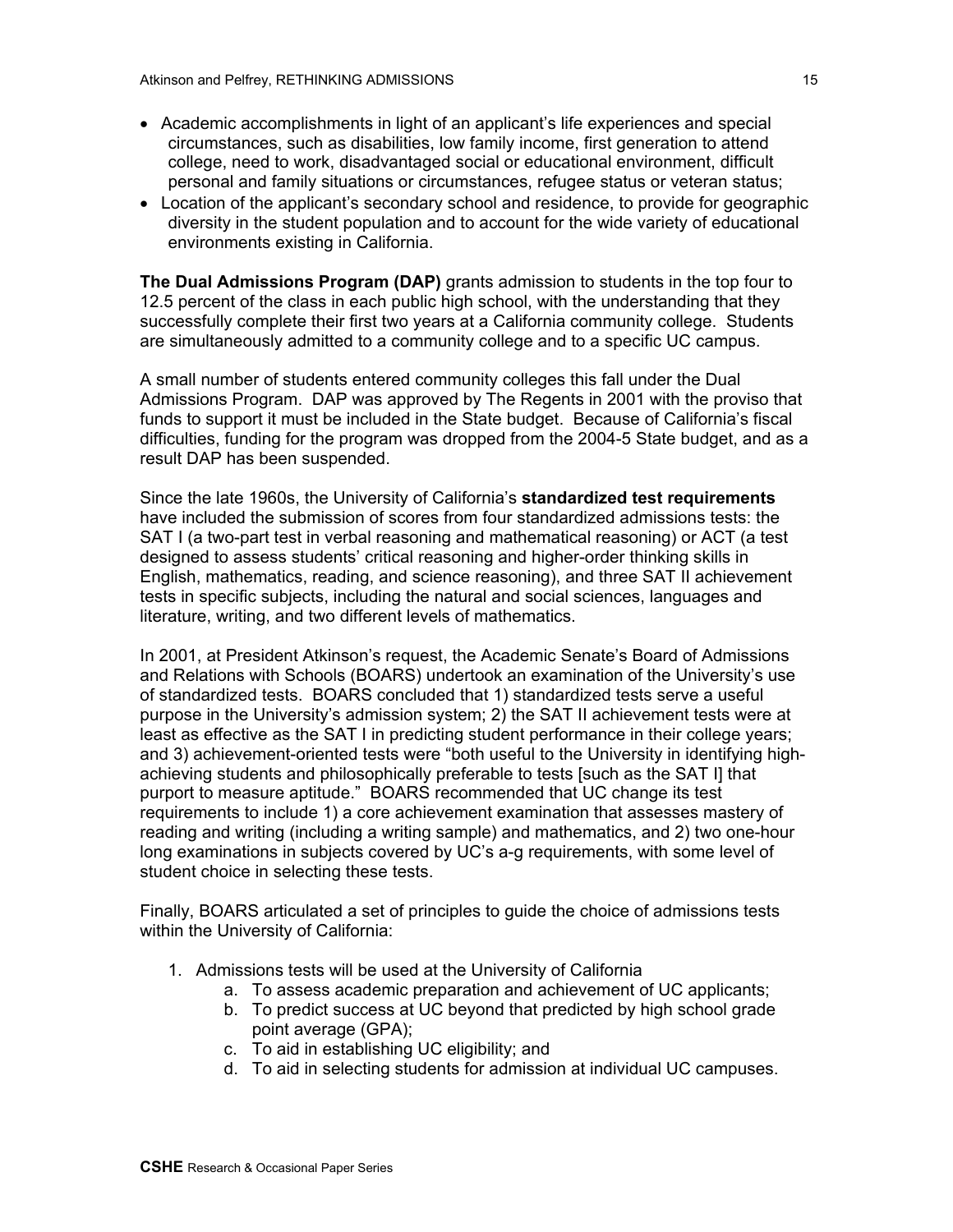- Academic accomplishments in light of an applicant's life experiences and special circumstances, such as disabilities, low family income, first generation to attend college, need to work, disadvantaged social or educational environment, difficult personal and family situations or circumstances, refugee status or veteran status;
- Location of the applicant's secondary school and residence, to provide for geographic diversity in the student population and to account for the wide variety of educational environments existing in California.

**The Dual Admissions Program (DAP)** grants admission to students in the top four to 12.5 percent of the class in each public high school, with the understanding that they successfully complete their first two years at a California community college. Students are simultaneously admitted to a community college and to a specific UC campus.

A small number of students entered community colleges this fall under the Dual Admissions Program. DAP was approved by The Regents in 2001 with the proviso that funds to support it must be included in the State budget. Because of California's fiscal difficulties, funding for the program was dropped from the 2004-5 State budget, and as a result DAP has been suspended.

Since the late 1960s, the University of California's **standardized test requirements** have included the submission of scores from four standardized admissions tests: the SAT I (a two-part test in verbal reasoning and mathematical reasoning) or ACT (a test designed to assess students' critical reasoning and higher-order thinking skills in English, mathematics, reading, and science reasoning), and three SAT II achievement tests in specific subjects, including the natural and social sciences, languages and literature, writing, and two different levels of mathematics.

In 2001, at President Atkinson's request, the Academic Senate's Board of Admissions and Relations with Schools (BOARS) undertook an examination of the University's use of standardized tests. BOARS concluded that 1) standardized tests serve a useful purpose in the University's admission system; 2) the SAT II achievement tests were at least as effective as the SAT I in predicting student performance in their college years; and 3) achievement-oriented tests were "both useful to the University in identifying high-achieving students and philosophically preferable to tests [such as the SAT I] that purport to measure aptitude." BOARS recommended that UC change its test requirements to include 1) a core achievement examination that assesses mastery of reading and writing (including a writing sample) and mathematics, and 2) two one-hour long examinations in subjects covered by UC's a-g requirements, with some level of student choice in selecting these tests.

Finally, BOARS articulated a set of principles to guide the choice of admissions tests within the University of California:

1. Admissions tests will be used at the University of California
   a. To assess academic preparation and achievement of UC applicants;
   b. To predict success at UC beyond that predicted by high school grade point average (GPA);
   c. To aid in establishing UC eligibility; and
   d. To aid in selecting students for admission at individual UC campuses.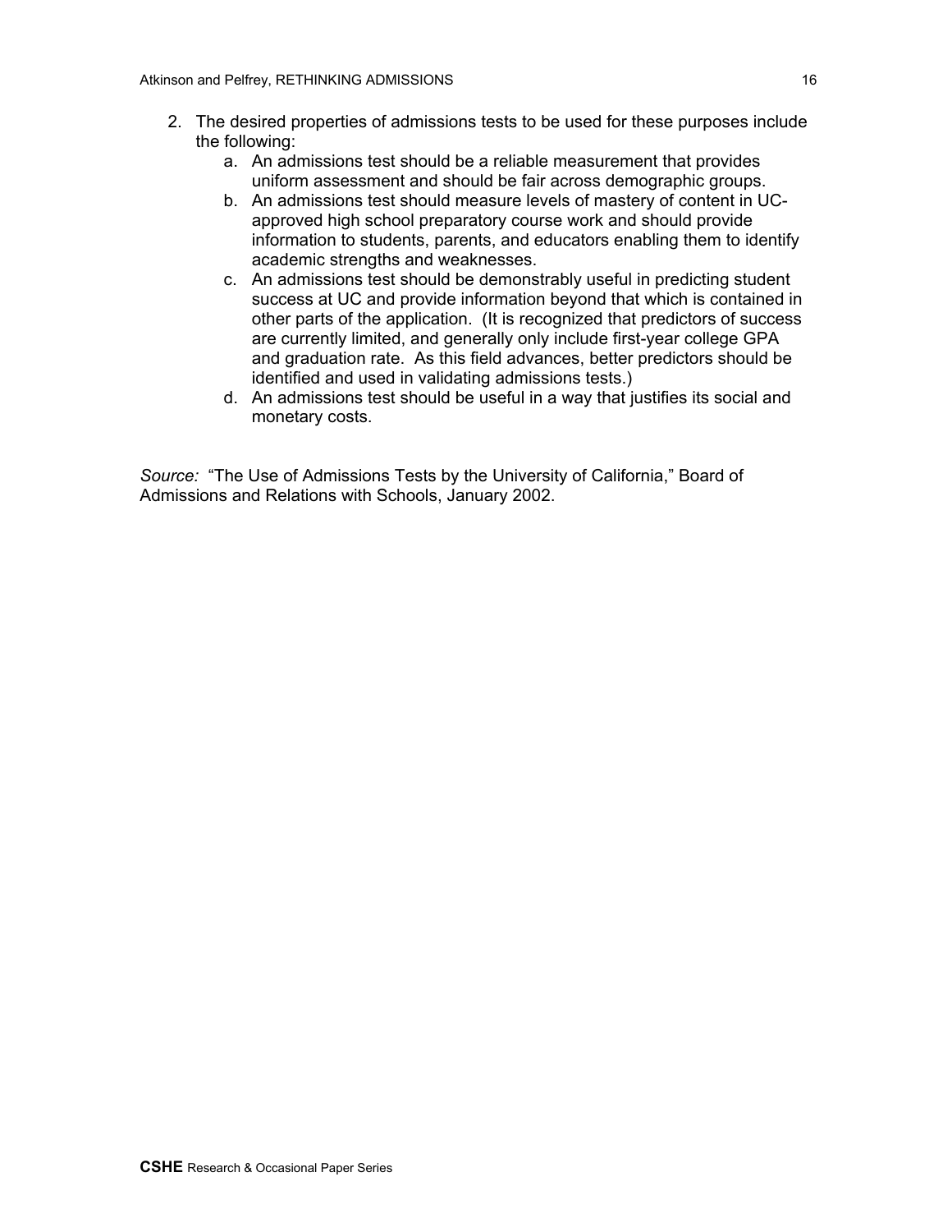2. The desired properties of admissions tests to be used for these purposes include the following:
   a. An admissions test should be a reliable measurement that provides uniform assessment and should be fair across demographic groups.
   b. An admissions test should measure levels of mastery of content in UC-approved high school preparatory course work and should provide information to students, parents, and educators enabling them to identify academic strengths and weaknesses.
   c. An admissions test should be demonstrably useful in predicting student success at UC and provide information beyond that which is contained in other parts of the application. (It is recognized that predictors of success are currently limited, and generally only include first-year college GPA and graduation rate. As this field advances, better predictors should be identified and used in validating admissions tests.)
   d. An admissions test should be useful in a way that justifies its social and monetary costs.

*Source:* "The Use of Admissions Tests by the University of California," Board of Admissions and Relations with Schools, January 2002.